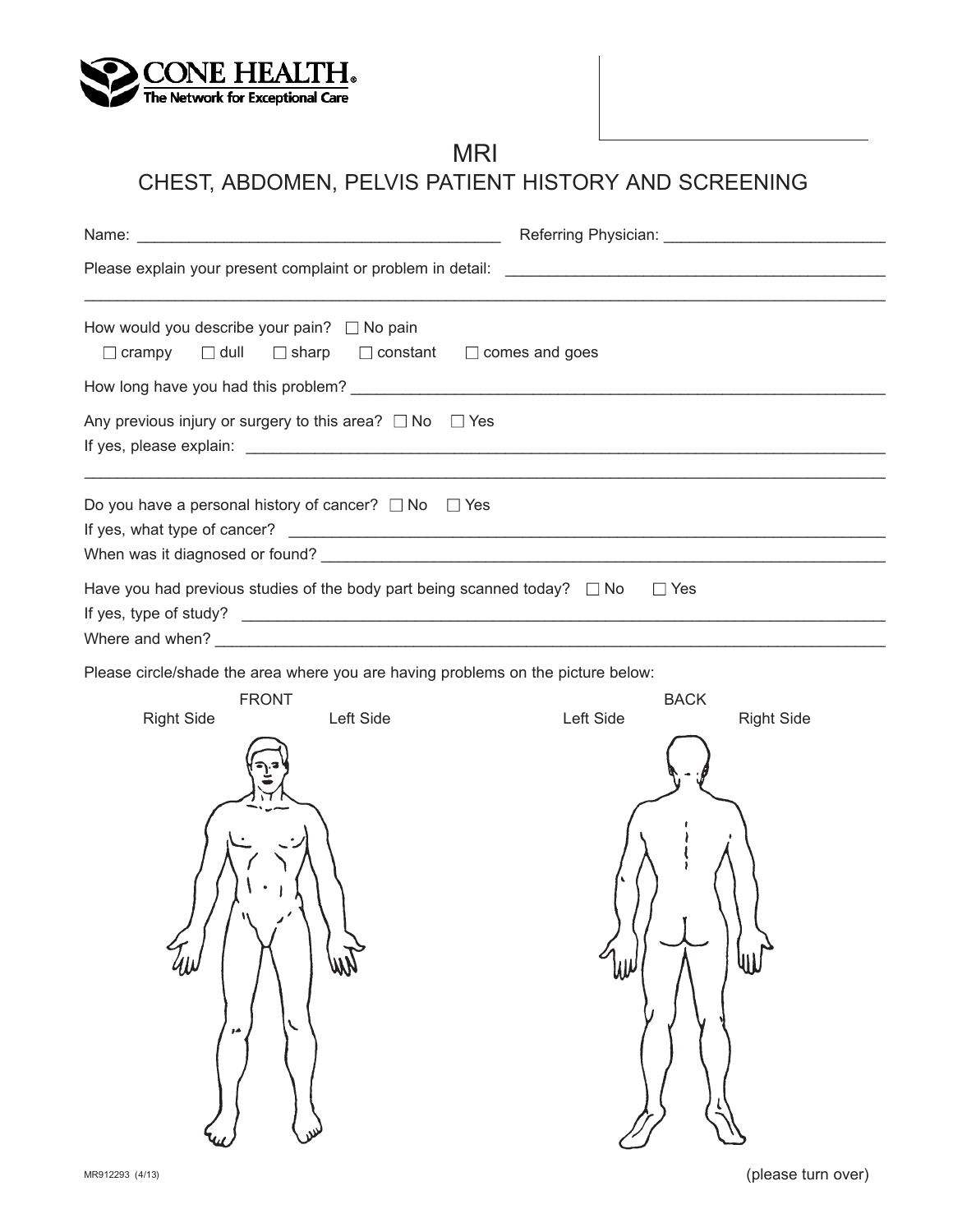**CONE HEALTH**
The Network for Exceptional Care

# MRI

## CHEST, ABDOMEN, PELVIS PATIENT HISTORY AND SCREENING

Name: ________________________________________ Referring Physician: ________________________

Please explain your present complaint or problem in detail: ____________________________________________

______________________________________________________________________________________________

How would you describe your pain? ☐ No pain
☐ crampy ☐ dull ☐ sharp ☐ constant ☐ comes and goes

How long have you had this problem? ____________________________________________________________

Any previous injury or surgery to this area? ☐ No ☐ Yes
If yes, please explain: __________________________________________________________________________

______________________________________________________________________________________________

Do you have a personal history of cancer? ☐ No ☐ Yes
If yes, what type of cancer? ____________________________________________________________________
When was it diagnosed or found? ________________________________________________________________

Have you had previous studies of the body part being scanned today? ☐ No ☐ Yes
If yes, type of study? __________________________________________________________________________
Where and when? ______________________________________________________________________________

Please circle/shade the area where you are having problems on the picture below:

FRONT — Right Side / Left Side

BACK — Left Side / Right Side

MR912293 (4/13)

(please turn over)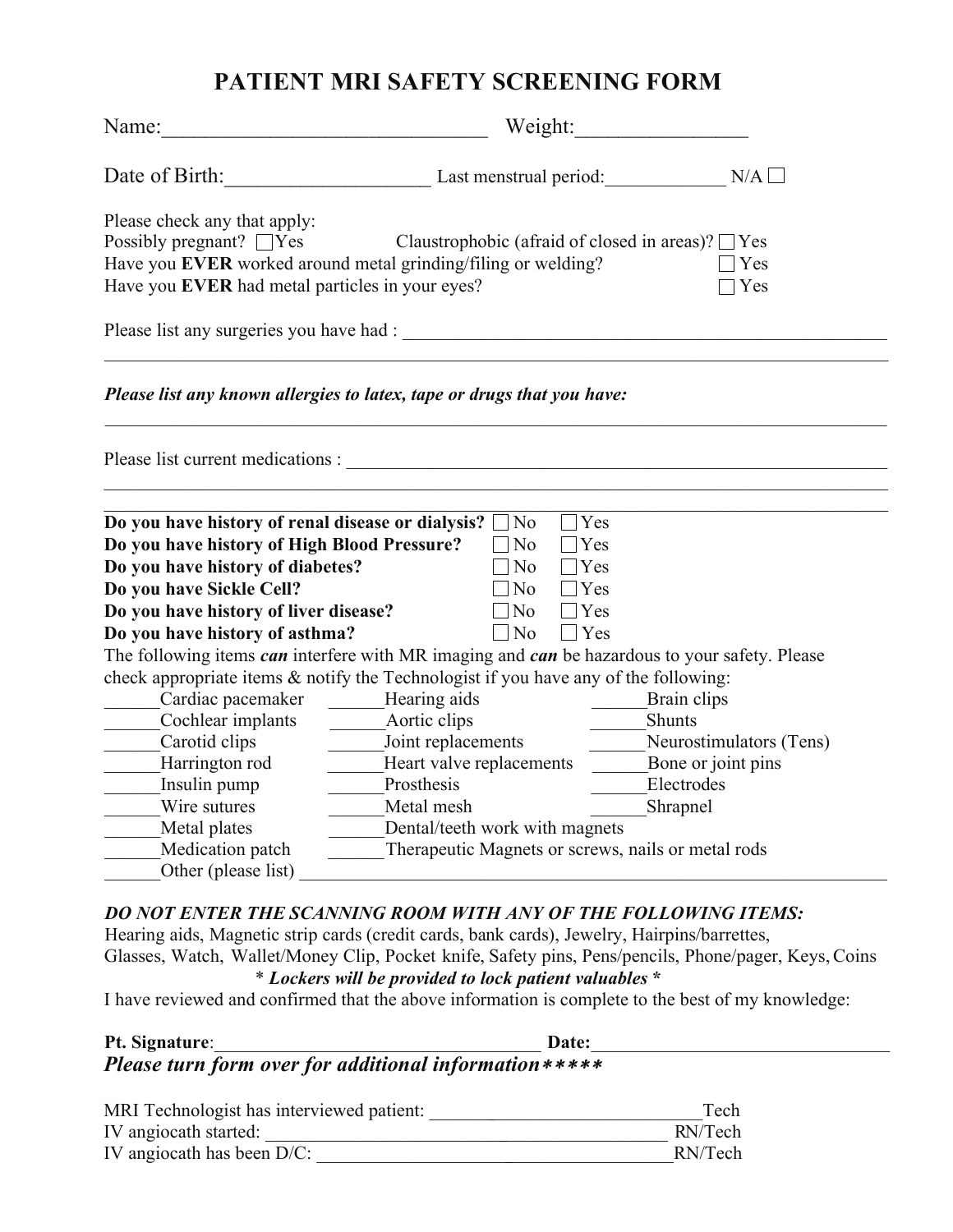# PATIENT MRI SAFETY SCREENING FORM

Name:______________________________ Weight:________________

Date of Birth:____________________ Last menstrual period:_____________ N/A ☐

Please check any that apply:

Possibly pregnant? ☐Yes Claustrophobic (afraid of closed in areas)? ☐Yes

Have you **EVER** worked around metal grinding/filing or welding? ☐Yes

Have you **EVER** had metal particles in your eyes? ☐Yes

Please list any surgeries you have had : _______________________________________________

___________________________________________________________________________

***Please list any known allergies to latex, tape or drugs that you have:***

___________________________________________________________________________

Please list current medications : ___________________________________________________

___________________________________________________________________________

___________________________________________________________________________

**Do you have history of renal disease or dialysis?** ☐No ☐Yes

**Do you have history of High Blood Pressure?** ☐No ☐Yes

**Do you have history of diabetes?** ☐No ☐Yes

**Do you have Sickle Cell?** ☐No ☐Yes

**Do you have history of liver disease?** ☐No ☐Yes

**Do you have history of asthma?** ☐No ☐Yes

The following items ***can*** interfere with MR imaging and ***can*** be hazardous to your safety. Please check appropriate items & notify the Technologist if you have any of the following:

| | | |
|---|---|---|
| ______Cardiac pacemaker | ______Hearing aids | ______Brain clips |
| ______Cochlear implants | ______Aortic clips | ______Shunts |
| ______Carotid clips | ______Joint replacements | ______Neurostimulators (Tens) |
| ______Harrington rod | ______Heart valve replacements | ______Bone or joint pins |
| ______Insulin pump | ______Prosthesis | ______Electrodes |
| ______Wire sutures | ______Metal mesh | ______Shrapnel |
| ______Metal plates | ______Dental/teeth work with magnets | |
| ______Medication patch | ______Therapeutic Magnets or screws, nails or metal rods | |
| ______Other (please list) ________________ | | |

***DO NOT ENTER THE SCANNING ROOM WITH ANY OF THE FOLLOWING ITEMS:***

Hearing aids, Magnetic strip cards (credit cards, bank cards), Jewelry, Hairpins/barrettes, Glasses, Watch, Wallet/Money Clip, Pocket knife, Safety pins, Pens/pencils, Phone/pager, Keys, Coins

*** Lockers will be provided to lock patient valuables ***

I have reviewed and confirmed that the above information is complete to the best of my knowledge:

**Pt. Signature**:__________________________________ **Date:**________________________________

***Please turn form over for additional information\*\*\*\*\****

MRI Technologist has interviewed patient: _____________________________Tech

IV angiocath started: ___________________________________________ RN/Tech

IV angiocath has been D/C: ______________________________________RN/Tech